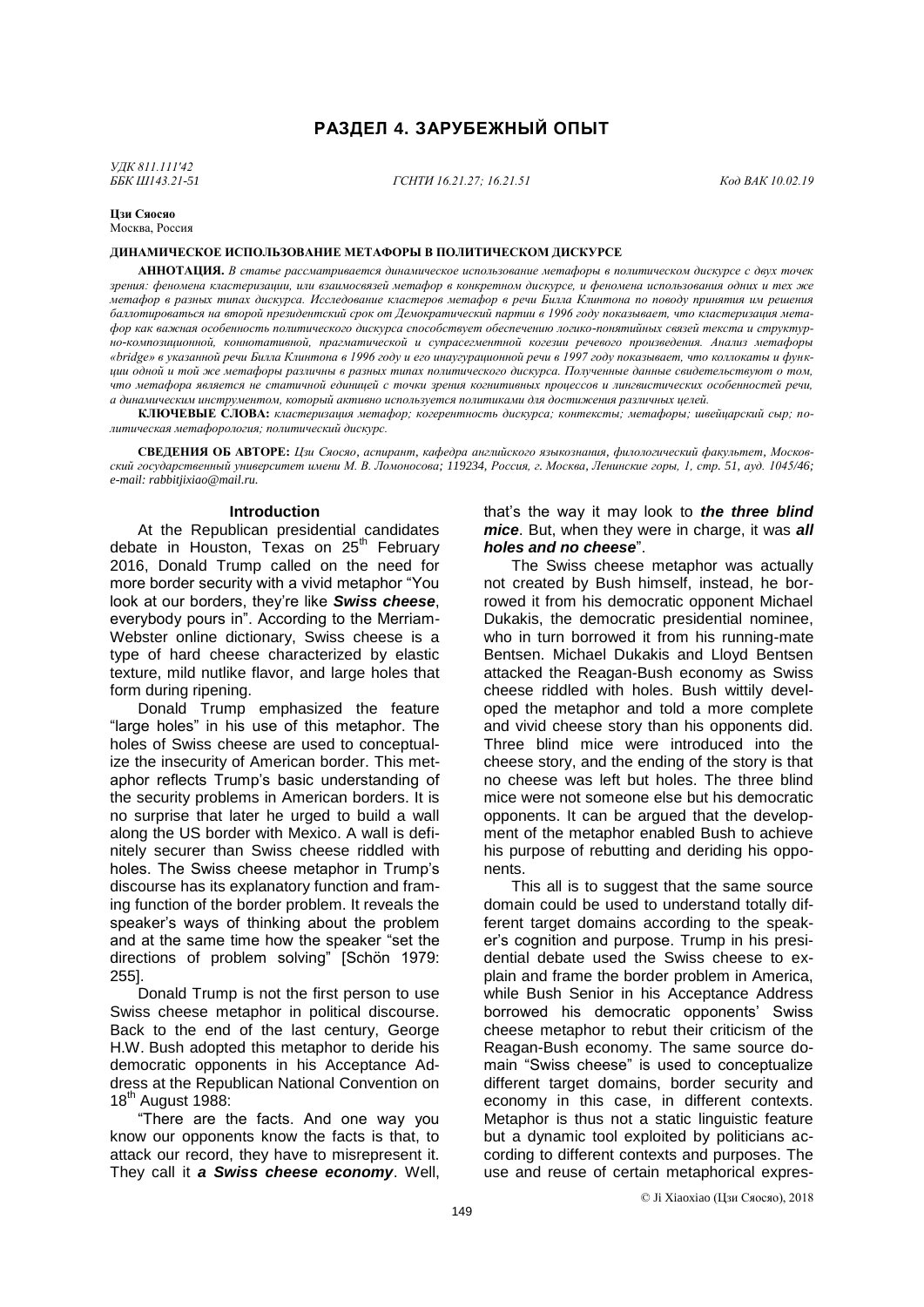# РАЗДЕЛ 4. ЗАРУБЕЖНЫЙ ОПЫТ

*УДК 811.111'42*
*ББК Ш143.21-51* *ГСНТИ 16.21.27; 16.21.51* *Код ВАК 10.02.19*

**Цзи Сяосяо**
Москва, Россия

**ДИНАМИЧЕСКОЕ ИСПОЛЬЗОВАНИЕ МЕТАФОРЫ В ПОЛИТИЧЕСКОМ ДИСКУРСЕ**

**АННОТАЦИЯ.** *В статье рассматривается динамическое использование метафоры в политическом дискурсе с двух точек зрения: феномена кластеризации, или взаимосвязей метафор в конкретном дискурсе, и феномена использования одних и тех же метафор в разных типах дискурса. Исследование кластеров метафор в речи Билла Клинтона по поводу принятия им решения баллотироваться на второй президентский срок от Демократической партии в 1996 году показывает, что кластеризация метафор как важная особенность политического дискурса способствует обеспечению логико-понятийных связей текста и структурно-композиционной, коннотативной, прагматической и супрасегментной когезии речевого произведения. Анализ метафоры «bridge» в указанной речи Билла Клинтона в 1996 году и его инаугурационной речи в 1997 году показывает, что коллокаты и функции одной и той же метафоры различны в разных типах политического дискурса. Полученные данные свидетельствуют о том, что метафора является не статичной единицей с точки зрения когнитивных процессов и лингвистических особенностей речи, а динамическим инструментом, который активно используется политиками для достижения различных целей.*

**КЛЮЧЕВЫЕ СЛОВА:** *кластеризация метафор; когерентность дискурса; контексты; метафоры; швейцарский сыр; политическая метафорология; политический дискурс.*

**СВЕДЕНИЯ ОБ АВТОРЕ:** *Цзи Сяосяо, аспирант, кафедра английского языкознания, филологический факультет, Московский государственный университет имени М. В. Ломоносова; 119234, Россия, г. Москва, Ленинские горы, 1, стр. 51, ауд. 1045/46; e-mail: rabbitjixiao@mail.ru.*

## Introduction

At the Republican presidential candidates debate in Houston, Texas on 25th February 2016, Donald Trump called on the need for more border security with a vivid metaphor "You look at our borders, they're like ***Swiss cheese***, everybody pours in". According to the Merriam-Webster online dictionary, Swiss cheese is a type of hard cheese characterized by elastic texture, mild nutlike flavor, and large holes that form during ripening.

Donald Trump emphasized the feature "large holes" in his use of this metaphor. The holes of Swiss cheese are used to conceptualize the insecurity of American border. This metaphor reflects Trump's basic understanding of the security problems in American borders. It is no surprise that later he urged to build a wall along the US border with Mexico. A wall is definitely securer than Swiss cheese riddled with holes. The Swiss cheese metaphor in Trump's discourse has its explanatory function and framing function of the border problem. It reveals the speaker's ways of thinking about the problem and at the same time how the speaker "set the directions of problem solving" [Schön 1979: 255].

Donald Trump is not the first person to use Swiss cheese metaphor in political discourse. Back to the end of the last century, George H.W. Bush adopted this metaphor to deride his democratic opponents in his Acceptance Address at the Republican National Convention on 18th August 1988:

"There are the facts. And one way you know our opponents know the facts is that, to attack our record, they have to misrepresent it. They call it ***a Swiss cheese economy***. Well, that's the way it may look to ***the three blind mice***. But, when they were in charge, it was ***all holes and no cheese***".

The Swiss cheese metaphor was actually not created by Bush himself, instead, he borrowed it from his democratic opponent Michael Dukakis, the democratic presidential nominee, who in turn borrowed it from his running-mate Bentsen. Michael Dukakis and Lloyd Bentsen attacked the Reagan-Bush economy as Swiss cheese riddled with holes. Bush wittily developed the metaphor and told a more complete and vivid cheese story than his opponents did. Three blind mice were introduced into the cheese story, and the ending of the story is that no cheese was left but holes. The three blind mice were not someone else but his democratic opponents. It can be argued that the development of the metaphor enabled Bush to achieve his purpose of rebutting and deriding his opponents.

This all is to suggest that the same source domain could be used to understand totally different target domains according to the speaker's cognition and purpose. Trump in his presidential debate used the Swiss cheese to explain and frame the border problem in America, while Bush Senior in his Acceptance Address borrowed his democratic opponents' Swiss cheese metaphor to rebut their criticism of the Reagan-Bush economy. The same source domain "Swiss cheese" is used to conceptualize different target domains, border security and economy in this case, in different contexts. Metaphor is thus not a static linguistic feature but a dynamic tool exploited by politicians according to different contexts and purposes. The use and reuse of certain metaphorical expres-

© Ji Xiaoxiao (Цзи Сяосяо), 2018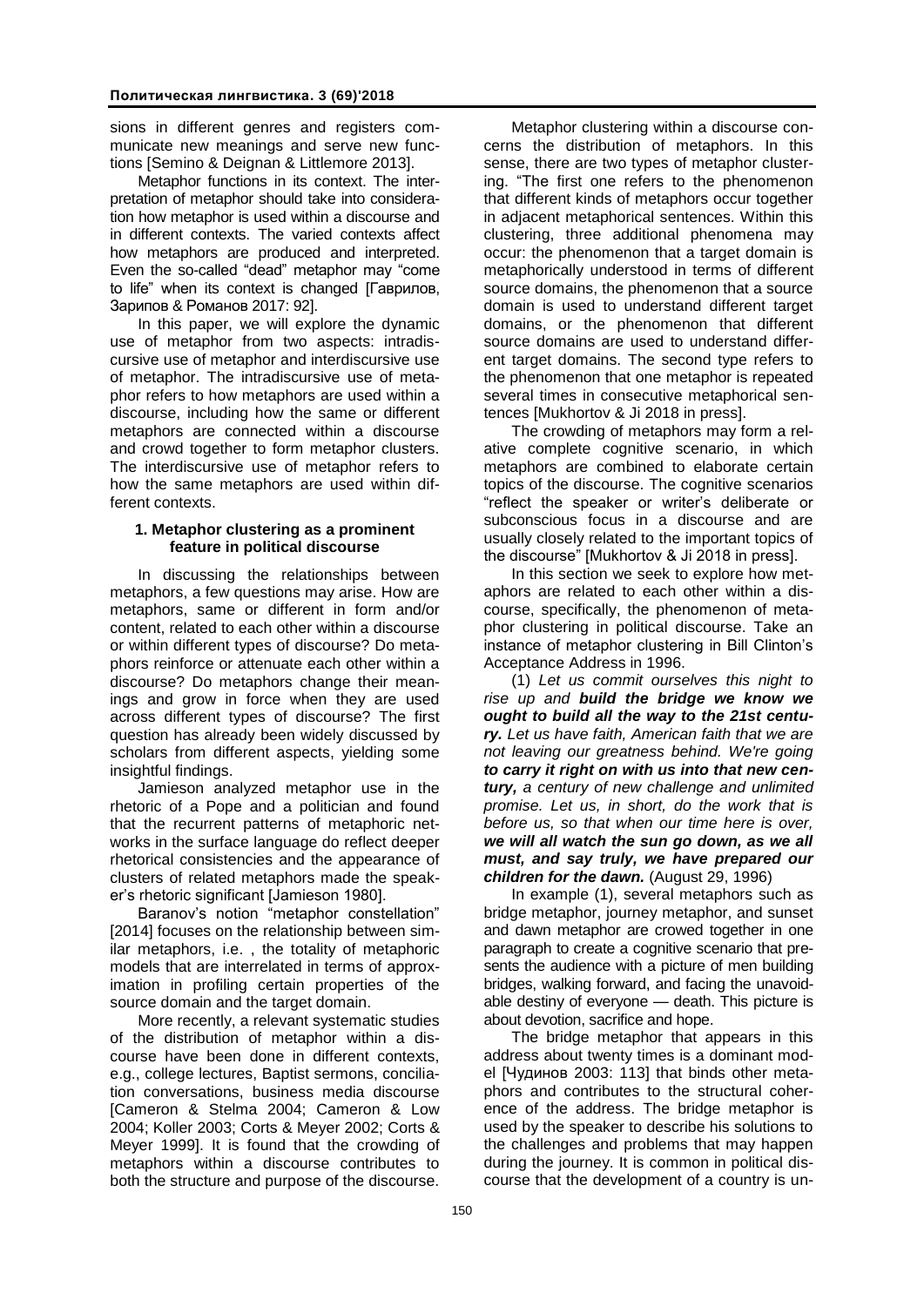sions in different genres and registers communicate new meanings and serve new functions [Semino & Deignan & Littlemore 2013].

Metaphor functions in its context. The interpretation of metaphor should take into consideration how metaphor is used within a discourse and in different contexts. The varied contexts affect how metaphors are produced and interpreted. Even the so-called "dead" metaphor may "come to life" when its context is changed [Гаврилов, Зарипов & Романов 2017: 92].

In this paper, we will explore the dynamic use of metaphor from two aspects: intradiscursive use of metaphor and interdiscursive use of metaphor. The intradiscursive use of metaphor refers to how metaphors are used within a discourse, including how the same or different metaphors are connected within a discourse and crowd together to form metaphor clusters. The interdiscursive use of metaphor refers to how the same metaphors are used within different contexts.

### 1. Metaphor clustering as a prominent feature in political discourse

In discussing the relationships between metaphors, a few questions may arise. How are metaphors, same or different in form and/or content, related to each other within a discourse or within different types of discourse? Do metaphors reinforce or attenuate each other within a discourse? Do metaphors change their meanings and grow in force when they are used across different types of discourse? The first question has already been widely discussed by scholars from different aspects, yielding some insightful findings.

Jamieson analyzed metaphor use in the rhetoric of a Pope and a politician and found that the recurrent patterns of metaphoric networks in the surface language do reflect deeper rhetorical consistencies and the appearance of clusters of related metaphors made the speaker's rhetoric significant [Jamieson 1980].

Baranov's notion "metaphor constellation" [2014] focuses on the relationship between similar metaphors, i.e. , the totality of metaphoric models that are interrelated in terms of approximation in profiling certain properties of the source domain and the target domain.

More recently, a relevant systematic studies of the distribution of metaphor within a discourse have been done in different contexts, e.g., college lectures, Baptist sermons, conciliation conversations, business media discourse [Cameron & Stelma 2004; Cameron & Low 2004; Koller 2003; Corts & Meyer 2002; Corts & Meyer 1999]. It is found that the crowding of metaphors within a discourse contributes to both the structure and purpose of the discourse.

Metaphor clustering within a discourse concerns the distribution of metaphors. In this sense, there are two types of metaphor clustering. "The first one refers to the phenomenon that different kinds of metaphors occur together in adjacent metaphorical sentences. Within this clustering, three additional phenomena may occur: the phenomenon that a target domain is metaphorically understood in terms of different source domains, the phenomenon that a source domain is used to understand different target domains, or the phenomenon that different source domains are used to understand different target domains. The second type refers to the phenomenon that one metaphor is repeated several times in consecutive metaphorical sentences [Mukhortov & Ji 2018 in press].

The crowding of metaphors may form a relative complete cognitive scenario, in which metaphors are combined to elaborate certain topics of the discourse. The cognitive scenarios "reflect the speaker or writer's deliberate or subconscious focus in a discourse and are usually closely related to the important topics of the discourse" [Mukhortov & Ji 2018 in press].

In this section we seek to explore how metaphors are related to each other within a discourse, specifically, the phenomenon of metaphor clustering in political discourse. Take an instance of metaphor clustering in Bill Clinton's Acceptance Address in 1996.

(1) *Let us commit ourselves this night to rise up and* ***build the bridge we know we ought to build all the way to the 21st century.*** *Let us have faith, American faith that we are not leaving our greatness behind. We're going* ***to carry it right on with us into that new century,*** *a century of new challenge and unlimited promise. Let us, in short, do the work that is before us, so that when our time here is over,* ***we will all watch the sun go down, as we all must, and say truly, we have prepared our children for the dawn.*** (August 29, 1996)

In example (1), several metaphors such as bridge metaphor, journey metaphor, and sunset and dawn metaphor are crowed together in one paragraph to create a cognitive scenario that presents the audience with a picture of men building bridges, walking forward, and facing the unavoidable destiny of everyone — death. This picture is about devotion, sacrifice and hope.

The bridge metaphor that appears in this address about twenty times is a dominant model [Чудинов 2003: 113] that binds other metaphors and contributes to the structural coherence of the address. The bridge metaphor is used by the speaker to describe his solutions to the challenges and problems that may happen during the journey. It is common in political discourse that the development of a country is un-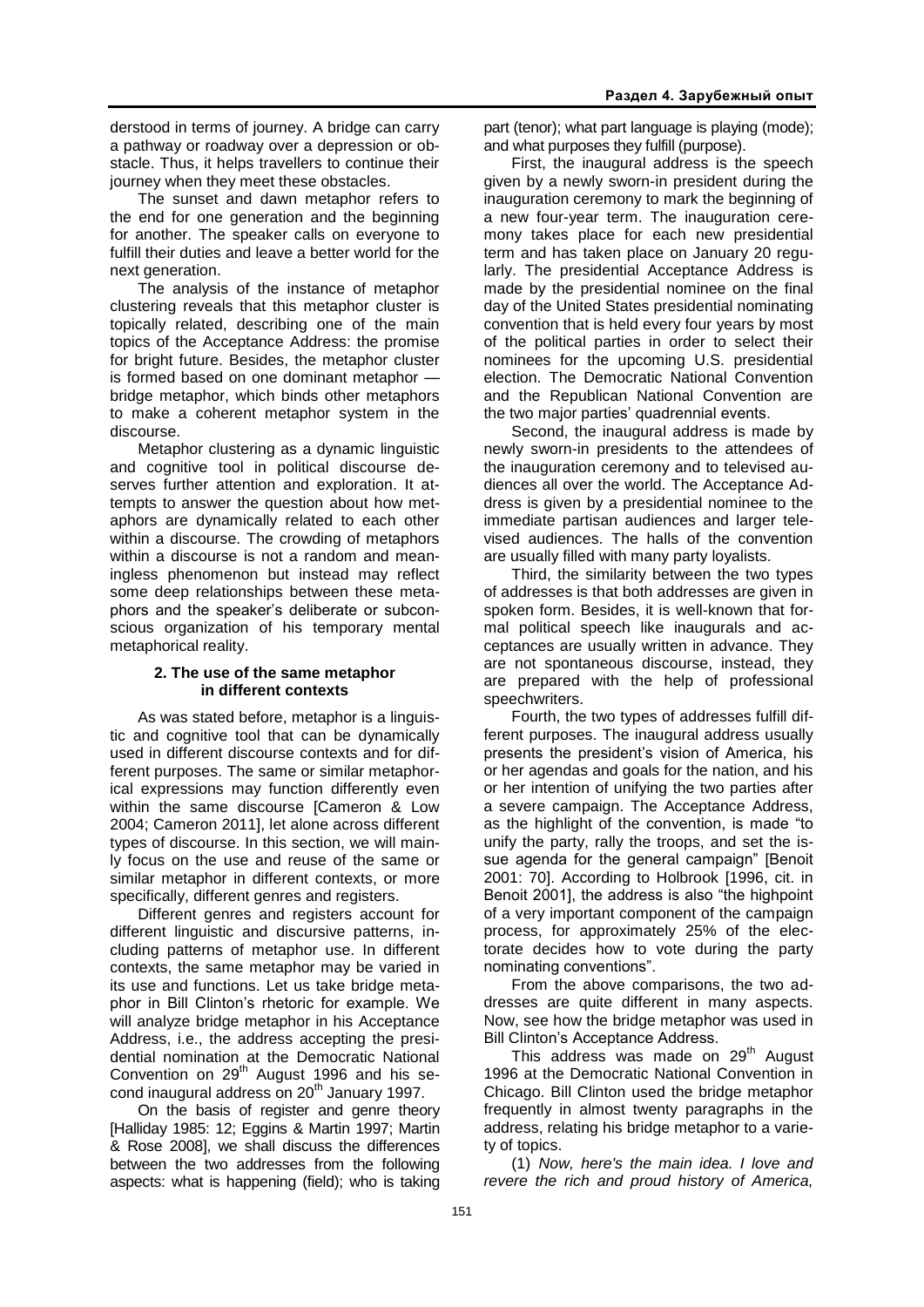derstood in terms of journey. A bridge can carry a pathway or roadway over a depression or obstacle. Thus, it helps travellers to continue their journey when they meet these obstacles.

The sunset and dawn metaphor refers to the end for one generation and the beginning for another. The speaker calls on everyone to fulfill their duties and leave a better world for the next generation.

The analysis of the instance of metaphor clustering reveals that this metaphor cluster is topically related, describing one of the main topics of the Acceptance Address: the promise for bright future. Besides, the metaphor cluster is formed based on one dominant metaphor — bridge metaphor, which binds other metaphors to make a coherent metaphor system in the discourse.

Metaphor clustering as a dynamic linguistic and cognitive tool in political discourse deserves further attention and exploration. It attempts to answer the question about how metaphors are dynamically related to each other within a discourse. The crowding of metaphors within a discourse is not a random and meaningless phenomenon but instead may reflect some deep relationships between these metaphors and the speaker's deliberate or subconscious organization of his temporary mental metaphorical reality.

## 2. The use of the same metaphor in different contexts

As was stated before, metaphor is a linguistic and cognitive tool that can be dynamically used in different discourse contexts and for different purposes. The same or similar metaphorical expressions may function differently even within the same discourse [Cameron & Low 2004; Cameron 2011], let alone across different types of discourse. In this section, we will mainly focus on the use and reuse of the same or similar metaphor in different contexts, or more specifically, different genres and registers.

Different genres and registers account for different linguistic and discursive patterns, including patterns of metaphor use. In different contexts, the same metaphor may be varied in its use and functions. Let us take bridge metaphor in Bill Clinton's rhetoric for example. We will analyze bridge metaphor in his Acceptance Address, i.e., the address accepting the presidential nomination at the Democratic National Convention on 29th August 1996 and his second inaugural address on 20th January 1997.

On the basis of register and genre theory [Halliday 1985: 12; Eggins & Martin 1997; Martin & Rose 2008], we shall discuss the differences between the two addresses from the following aspects: what is happening (field); who is taking part (tenor); what part language is playing (mode); and what purposes they fulfill (purpose).

First, the inaugural address is the speech given by a newly sworn-in president during the inauguration ceremony to mark the beginning of a new four-year term. The inauguration ceremony takes place for each new presidential term and has taken place on January 20 regularly. The presidential Acceptance Address is made by the presidential nominee on the final day of the United States presidential nominating convention that is held every four years by most of the political parties in order to select their nominees for the upcoming U.S. presidential election. The Democratic National Convention and the Republican National Convention are the two major parties' quadrennial events.

Second, the inaugural address is made by newly sworn-in presidents to the attendees of the inauguration ceremony and to televised audiences all over the world. The Acceptance Address is given by a presidential nominee to the immediate partisan audiences and larger televised audiences. The halls of the convention are usually filled with many party loyalists.

Third, the similarity between the two types of addresses is that both addresses are given in spoken form. Besides, it is well-known that formal political speech like inaugurals and acceptances are usually written in advance. They are not spontaneous discourse, instead, they are prepared with the help of professional speechwriters.

Fourth, the two types of addresses fulfill different purposes. The inaugural address usually presents the president's vision of America, his or her agendas and goals for the nation, and his or her intention of unifying the two parties after a severe campaign. The Acceptance Address, as the highlight of the convention, is made "to unify the party, rally the troops, and set the issue agenda for the general campaign" [Benoit 2001: 70]. According to Holbrook [1996, cit. in Benoit 2001], the address is also "the highpoint of a very important component of the campaign process, for approximately 25% of the electorate decides how to vote during the party nominating conventions".

From the above comparisons, the two addresses are quite different in many aspects. Now, see how the bridge metaphor was used in Bill Clinton's Acceptance Address.

This address was made on 29th August 1996 at the Democratic National Convention in Chicago. Bill Clinton used the bridge metaphor frequently in almost twenty paragraphs in the address, relating his bridge metaphor to a variety of topics.

(1) *Now, here's the main idea. I love and revere the rich and proud history of America,*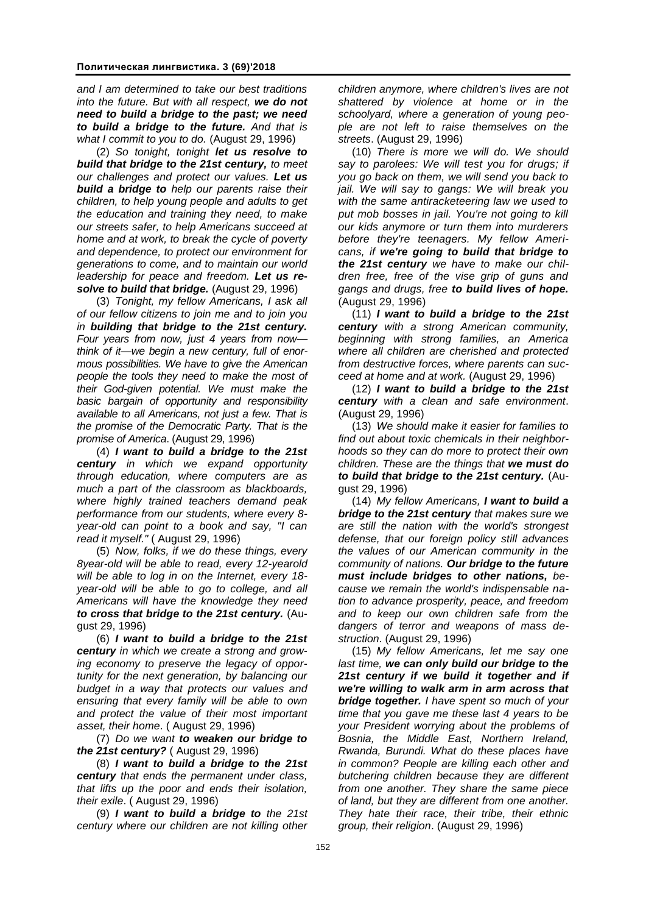*and I am determined to take our best traditions into the future. But with all respect, **we do not need to build a bridge to the past; we need to build a bridge to the future.** And that is what I commit to you to do.* (August 29, 1996)

(2) *So tonight, tonight **let us resolve to build that bridge to the 21st century,** to meet our challenges and protect our values. **Let us build a bridge to** help our parents raise their children, to help young people and adults to get the education and training they need, to make our streets safer, to help Americans succeed at home and at work, to break the cycle of poverty and dependence, to protect our environment for generations to come, and to maintain our world leadership for peace and freedom. **Let us resolve to build that bridge.*** (August 29, 1996)

(3) *Tonight, my fellow Americans, I ask all of our fellow citizens to join me and to join you in **building that bridge to the 21st century.** Four years from now, just 4 years from now—think of it—we begin a new century, full of enormous possibilities. We have to give the American people the tools they need to make the most of their God-given potential. We must make the basic bargain of opportunity and responsibility available to all Americans, not just a few. That is the promise of the Democratic Party. That is the promise of America*. (August 29, 1996)

(4) ***I want to build a bridge to the 21st century** in which we expand opportunity through education, where computers are as much a part of the classroom as blackboards, where highly trained teachers demand peak performance from our students, where every 8-year-old can point to a book and say, "I can read it myself."* ( August 29, 1996)

(5) *Now, folks, if we do these things, every 8year-old will be able to read, every 12-yearold will be able to log in on the Internet, every 18-year-old will be able to go to college, and all Americans will have the knowledge they need **to cross that bridge to the 21st century.*** (August 29, 1996)

(6) ***I want to build a bridge to the 21st century** in which we create a strong and growing economy to preserve the legacy of opportunity for the next generation, by balancing our budget in a way that protects our values and ensuring that every family will be able to own and protect the value of their most important asset, their home*. ( August 29, 1996)

(7) *Do we want **to weaken our bridge to the 21st century?*** ( August 29, 1996)

(8) ***I want to build a bridge to the 21st century** that ends the permanent under class, that lifts up the poor and ends their isolation, their exile*. ( August 29, 1996)

(9) ***I want to build a bridge to** the 21st century where our children are not killing other children anymore, where children's lives are not shattered by violence at home or in the schoolyard, where a generation of young people are not left to raise themselves on the streets*. (August 29, 1996)

(10) *There is more we will do. We should say to parolees: We will test you for drugs; if you go back on them, we will send you back to jail. We will say to gangs: We will break you with the same antiracketeering law we used to put mob bosses in jail. You're not going to kill our kids anymore or turn them into murderers before they're teenagers. My fellow Americans, if **we're going to build that bridge to the 21st century** we have to make our children free, free of the vise grip of guns and gangs and drugs, free **to build lives of hope.*** (August 29, 1996)

(11) ***I want to build a bridge to the 21st century** with a strong American community, beginning with strong families, an America where all children are cherished and protected from destructive forces, where parents can succeed at home and at work.* (August 29, 1996)

(12) ***I want to build a bridge to the 21st century** with a clean and safe environment*. (August 29, 1996)

(13) *We should make it easier for families to find out about toxic chemicals in their neighborhoods so they can do more to protect their own children. These are the things that **we must do to build that bridge to the 21st century.*** (August 29, 1996)

(14) *My fellow Americans, **I want to build a bridge to the 21st century** that makes sure we are still the nation with the world's strongest defense, that our foreign policy still advances the values of our American community in the community of nations. **Our bridge to the future must include bridges to other nations,** because we remain the world's indispensable nation to advance prosperity, peace, and freedom and to keep our own children safe from the dangers of terror and weapons of mass destruction*. (August 29, 1996)

(15) *My fellow Americans, let me say one last time, **we can only build our bridge to the 21st century if we build it together and if we're willing to walk arm in arm across that bridge together.** I have spent so much of your time that you gave me these last 4 years to be your President worrying about the problems of Bosnia, the Middle East, Northern Ireland, Rwanda, Burundi. What do these places have in common? People are killing each other and butchering children because they are different from one another. They share the same piece of land, but they are different from one another. They hate their race, their tribe, their ethnic group, their religion*. (August 29, 1996)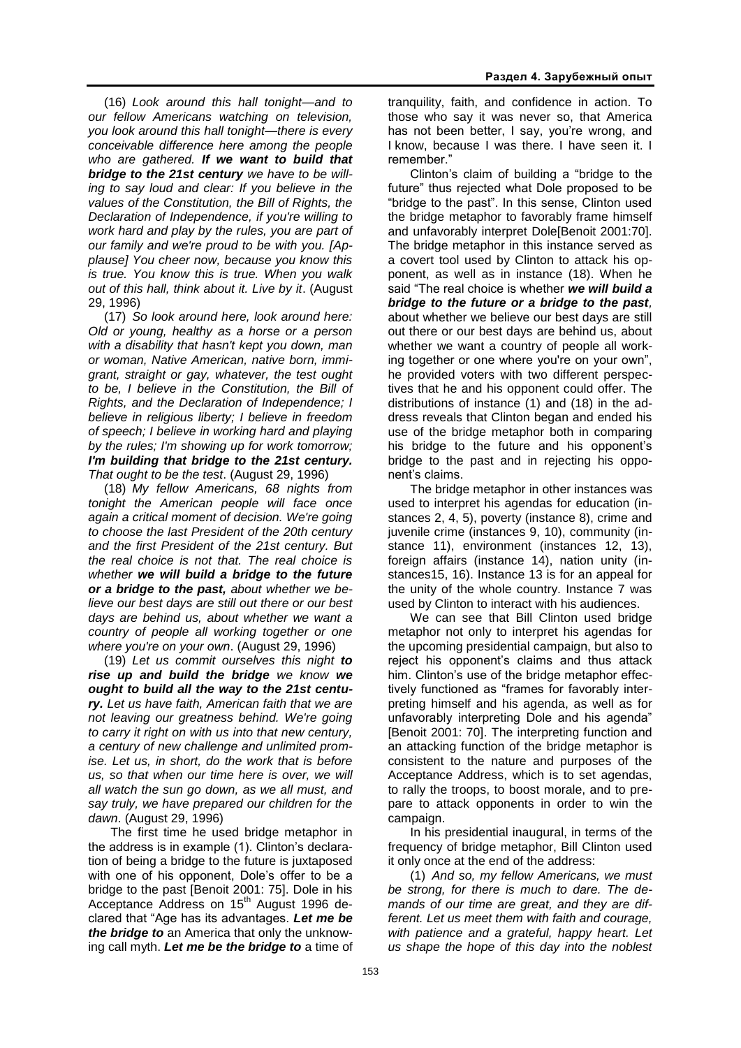(16) *Look around this hall tonight—and to our fellow Americans watching on television, you look around this hall tonight—there is every conceivable difference here among the people who are gathered. **If we want to build that bridge to the 21st century** we have to be willing to say loud and clear: If you believe in the values of the Constitution, the Bill of Rights, the Declaration of Independence, if you're willing to work hard and play by the rules, you are part of our family and we're proud to be with you. [Applause] You cheer now, because you know this is true. You know this is true. When you walk out of this hall, think about it. Live by it*. (August 29, 1996)

(17) *So look around here, look around here: Old or young, healthy as a horse or a person with a disability that hasn't kept you down, man or woman, Native American, native born, immigrant, straight or gay, whatever, the test ought to be, I believe in the Constitution, the Bill of Rights, and the Declaration of Independence; I believe in religious liberty; I believe in freedom of speech; I believe in working hard and playing by the rules; I'm showing up for work tomorrow; **I'm building that bridge to the 21st century.** That ought to be the test*. (August 29, 1996)

(18) *My fellow Americans, 68 nights from tonight the American people will face once again a critical moment of decision. We're going to choose the last President of the 20th century and the first President of the 21st century. But the real choice is not that. The real choice is whether **we will build a bridge to the future or a bridge to the past,** about whether we believe our best days are still out there or our best days are behind us, about whether we want a country of people all working together or one where you're on your own*. (August 29, 1996)

(19) *Let us commit ourselves this night **to rise up and build the bridge** we know **we ought to build all the way to the 21st century.** Let us have faith, American faith that we are not leaving our greatness behind. We're going to carry it right on with us into that new century, a century of new challenge and unlimited promise. Let us, in short, do the work that is before us, so that when our time here is over, we will all watch the sun go down, as we all must, and say truly, we have prepared our children for the dawn*. (August 29, 1996)

The first time he used bridge metaphor in the address is in example (1). Clinton's declaration of being a bridge to the future is juxtaposed with one of his opponent, Dole's offer to be a bridge to the past [Benoit 2001: 75]. Dole in his Acceptance Address on 15th August 1996 declared that "Age has its advantages. ***Let me be the bridge to*** an America that only the unknowing call myth. ***Let me be the bridge to*** a time of tranquility, faith, and confidence in action. To those who say it was never so, that America has not been better, I say, you're wrong, and I know, because I was there. I have seen it. I remember."

Clinton's claim of building a "bridge to the future" thus rejected what Dole proposed to be "bridge to the past". In this sense, Clinton used the bridge metaphor to favorably frame himself and unfavorably interpret Dole[Benoit 2001:70]. The bridge metaphor in this instance served as a covert tool used by Clinton to attack his opponent, as well as in instance (18). When he said "The real choice is whether ***we will build a bridge to the future or a bridge to the past***, about whether we believe our best days are still out there or our best days are behind us, about whether we want a country of people all working together or one where you're on your own", he provided voters with two different perspectives that he and his opponent could offer. The distributions of instance (1) and (18) in the address reveals that Clinton began and ended his use of the bridge metaphor both in comparing his bridge to the future and his opponent's bridge to the past and in rejecting his opponent's claims.

The bridge metaphor in other instances was used to interpret his agendas for education (instances 2, 4, 5), poverty (instance 8), crime and juvenile crime (instances 9, 10), community (instance 11), environment (instances 12, 13), foreign affairs (instance 14), nation unity (instances15, 16). Instance 13 is for an appeal for the unity of the whole country. Instance 7 was used by Clinton to interact with his audiences.

We can see that Bill Clinton used bridge metaphor not only to interpret his agendas for the upcoming presidential campaign, but also to reject his opponent's claims and thus attack him. Clinton's use of the bridge metaphor effectively functioned as "frames for favorably interpreting himself and his agenda, as well as for unfavorably interpreting Dole and his agenda" [Benoit 2001: 70]. The interpreting function and an attacking function of the bridge metaphor is consistent to the nature and purposes of the Acceptance Address, which is to set agendas, to rally the troops, to boost morale, and to prepare to attack opponents in order to win the campaign.

In his presidential inaugural, in terms of the frequency of bridge metaphor, Bill Clinton used it only once at the end of the address:

(1) *And so, my fellow Americans, we must be strong, for there is much to dare. The demands of our time are great, and they are different. Let us meet them with faith and courage, with patience and a grateful, happy heart. Let us shape the hope of this day into the noblest*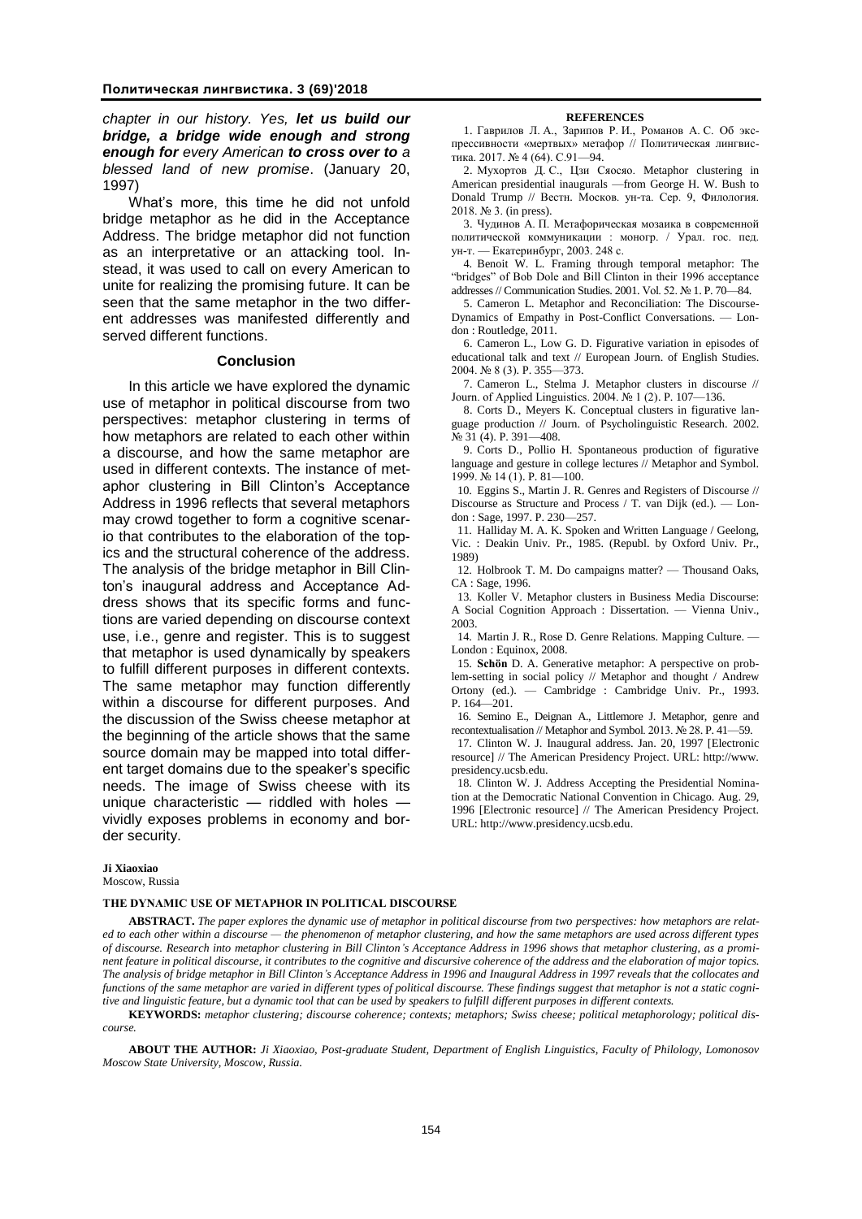*chapter in our history. Yes, **let us build our bridge, a bridge wide enough and strong enough for** every American **to cross over to** a blessed land of new promise*. (January 20, 1997)

What's more, this time he did not unfold bridge metaphor as he did in the Acceptance Address. The bridge metaphor did not function as an interpretative or an attacking tool. Instead, it was used to call on every American to unite for realizing the promising future. It can be seen that the same metaphor in the two different addresses was manifested differently and served different functions.

## Conclusion

In this article we have explored the dynamic use of metaphor in political discourse from two perspectives: metaphor clustering in terms of how metaphors are related to each other within a discourse, and how the same metaphor are used in different contexts. The instance of metaphor clustering in Bill Clinton's Acceptance Address in 1996 reflects that several metaphors may crowd together to form a cognitive scenario that contributes to the elaboration of the topics and the structural coherence of the address. The analysis of the bridge metaphor in Bill Clinton's inaugural address and Acceptance Address shows that its specific forms and functions are varied depending on discourse context use, i.e., genre and register. This is to suggest that metaphor is used dynamically by speakers to fulfill different purposes in different contexts. The same metaphor may function differently within a discourse for different purposes. And the discussion of the Swiss cheese metaphor at the beginning of the article shows that the same source domain may be mapped into total different target domains due to the speaker's specific needs. The image of Swiss cheese with its unique characteristic — riddled with holes — vividly exposes problems in economy and border security.

## REFERENCES

1. Гаврилов Л. А., Зарипов Р. И., Романов А. С. Об экспрессивности «мертвых» метафор // Политическая лингвистика. 2017. № 4 (64). С.91—94.
2. Мухортов Д. С., Цзи Сяосяо. Metaphor clustering in American presidential inaugurals —from George H. W. Bush to Donald Trump // Вестн. Москов. ун-та. Сер. 9, Филология. 2018. № 3. (in press).
3. Чудинов А. П. Метафорическая мозаика в современной политической коммуникации : моногр. / Урал. гос. пед. ун-т. — Екатеринбург, 2003. 248 с.
4. Benoit W. L. Framing through temporal metaphor: The "bridges" of Bob Dole and Bill Clinton in their 1996 acceptance addresses // Communication Studies. 2001. Vol. 52. № 1. P. 70—84.
5. Cameron L. Metaphor and Reconciliation: The Discourse-Dynamics of Empathy in Post-Conflict Conversations. — London : Routledge, 2011.
6. Cameron L., Low G. D. Figurative variation in episodes of educational talk and text // European Journ. of English Studies. 2004. № 8 (3). P. 355—373.
7. Cameron L., Stelma J. Metaphor clusters in discourse // Journ. of Applied Linguistics. 2004. № 1 (2). P. 107—136.
8. Corts D., Meyers K. Conceptual clusters in figurative language production // Journ. of Psycholinguistic Research. 2002. № 31 (4). P. 391—408.
9. Corts D., Pollio H. Spontaneous production of figurative language and gesture in college lectures // Metaphor and Symbol. 1999. № 14 (1). P. 81—100.
10. Eggins S., Martin J. R. Genres and Registers of Discourse // Discourse as Structure and Process / T. van Dijk (ed.). — London : Sage, 1997. P. 230—257.
11. Halliday M. A. K. Spoken and Written Language / Geelong, Vic. : Deakin Univ. Pr., 1985. (Republ. by Oxford Univ. Pr., 1989)
12. Holbrook T. M. Do campaigns matter? — Thousand Oaks, CA : Sage, 1996.
13. Koller V. Metaphor clusters in Business Media Discourse: A Social Cognition Approach : Dissertation. — Vienna Univ., 2003.
14. Martin J. R., Rose D. Genre Relations. Mapping Culture. — London : Equinox, 2008.
15. **Schön** D. A. Generative metaphor: A perspective on problem-setting in social policy // Metaphor and thought / Andrew Ortony (ed.). — Cambridge : Cambridge Univ. Pr., 1993. P. 164—201.
16. Semino E., Deignan A., Littlemore J. Metaphor, genre and recontextualisation // Metaphor and Symbol. 2013. № 28. P. 41—59.
17. Clinton W. J. Inaugural address. Jan. 20, 1997 [Electronic resource] // The American Presidency Project. URL: http://www.presidency.ucsb.edu.
18. Clinton W. J. Address Accepting the Presidential Nomination at the Democratic National Convention in Chicago. Aug. 29, 1996 [Electronic resource] // The American Presidency Project. URL: http://www.presidency.ucsb.edu.

**Ji Xiaoxiao**
Moscow, Russia

**THE DYNAMIC USE OF METAPHOR IN POLITICAL DISCOURSE**

**ABSTRACT.** *The paper explores the dynamic use of metaphor in political discourse from two perspectives: how metaphors are related to each other within a discourse — the phenomenon of metaphor clustering, and how the same metaphors are used across different types of discourse. Research into metaphor clustering in Bill Clinton's Acceptance Address in 1996 shows that metaphor clustering, as a prominent feature in political discourse, it contributes to the cognitive and discursive coherence of the address and the elaboration of major topics. The analysis of bridge metaphor in Bill Clinton's Acceptance Address in 1996 and Inaugural Address in 1997 reveals that the collocates and functions of the same metaphor are varied in different types of political discourse. These findings suggest that metaphor is not a static cognitive and linguistic feature, but a dynamic tool that can be used by speakers to fulfill different purposes in different contexts.*

**KEYWORDS:** *metaphor clustering; discourse coherence; contexts; metaphors; Swiss cheese; political metaphorology; political discourse.*

**ABOUT THE AUTHOR:** *Ji Xiaoxiao, Post-graduate Student, Department of English Linguistics, Faculty of Philology, Lomonosov Moscow State University, Moscow, Russia.*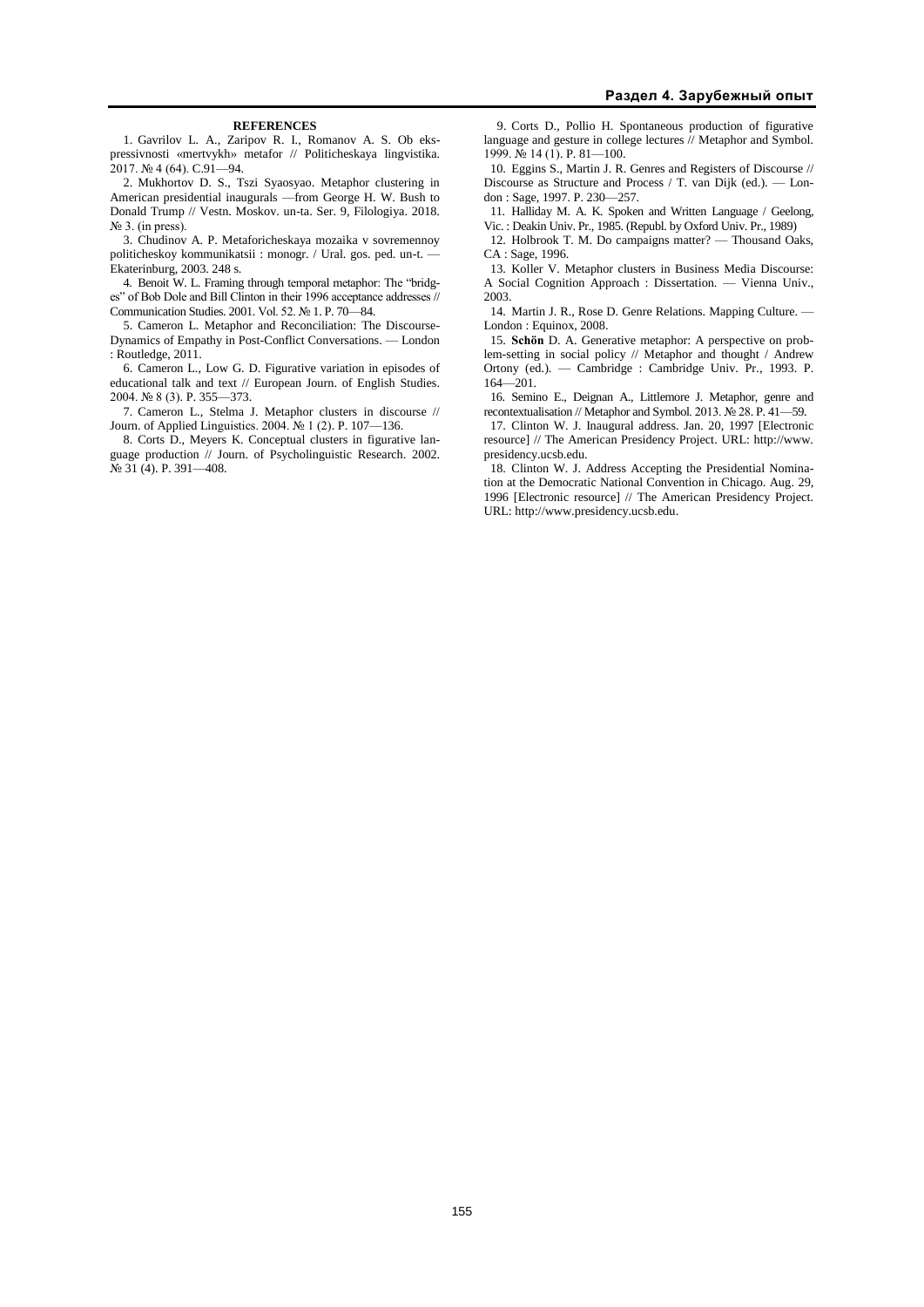## REFERENCES

1. Gavrilov L. A., Zaripov R. I., Romanov A. S. Ob ekspressivnosti «mertvykh» metafor // Politicheskaya lingvistika. 2017. № 4 (64). C.91—94.

2. Mukhortov D. S., Tszi Syaosyao. Metaphor clustering in American presidential inaugurals —from George H. W. Bush to Donald Trump // Vestn. Moskov. un-ta. Ser. 9, Filologiya. 2018. № 3. (in press).

3. Chudinov A. P. Metaforicheskaya mozaika v sovremennoy politicheskoy kommunikatsii : monogr. / Ural. gos. ped. un-t. — Ekaterinburg, 2003. 248 s.

4. Benoit W. L. Framing through temporal metaphor: The "bridges" of Bob Dole and Bill Clinton in their 1996 acceptance addresses // Communication Studies. 2001. Vol. 52. № 1. P. 70—84.

5. Cameron L. Metaphor and Reconciliation: The Discourse-Dynamics of Empathy in Post-Conflict Conversations. — London : Routledge, 2011.

6. Cameron L., Low G. D. Figurative variation in episodes of educational talk and text // European Journ. of English Studies. 2004. № 8 (3). P. 355—373.

7. Cameron L., Stelma J. Metaphor clusters in discourse // Journ. of Applied Linguistics. 2004. № 1 (2). P. 107—136.

8. Corts D., Meyers K. Conceptual clusters in figurative language production // Journ. of Psycholinguistic Research. 2002. № 31 (4). P. 391—408.

9. Corts D., Pollio H. Spontaneous production of figurative language and gesture in college lectures // Metaphor and Symbol. 1999. № 14 (1). P. 81—100.

10. Eggins S., Martin J. R. Genres and Registers of Discourse // Discourse as Structure and Process / T. van Dijk (ed.). — London : Sage, 1997. P. 230—257.

11. Halliday M. A. K. Spoken and Written Language / Geelong, Vic. : Deakin Univ. Pr., 1985. (Republ. by Oxford Univ. Pr., 1989)

12. Holbrook T. M. Do campaigns matter? — Thousand Oaks, CA : Sage, 1996.

13. Koller V. Metaphor clusters in Business Media Discourse: A Social Cognition Approach : Dissertation. — Vienna Univ., 2003.

14. Martin J. R., Rose D. Genre Relations. Mapping Culture. — London : Equinox, 2008.

15. **Schön** D. A. Generative metaphor: A perspective on problem-setting in social policy // Metaphor and thought / Andrew Ortony (ed.). — Cambridge : Cambridge Univ. Pr., 1993. P. 164—201.

16. Semino E., Deignan A., Littlemore J. Metaphor, genre and recontextualisation // Metaphor and Symbol. 2013. № 28. P. 41—59.

17. Clinton W. J. Inaugural address. Jan. 20, 1997 [Electronic resource] // The American Presidency Project. URL: http://www.presidency.ucsb.edu.

18. Clinton W. J. Address Accepting the Presidential Nomination at the Democratic National Convention in Chicago. Aug. 29, 1996 [Electronic resource] // The American Presidency Project. URL: http://www.presidency.ucsb.edu.